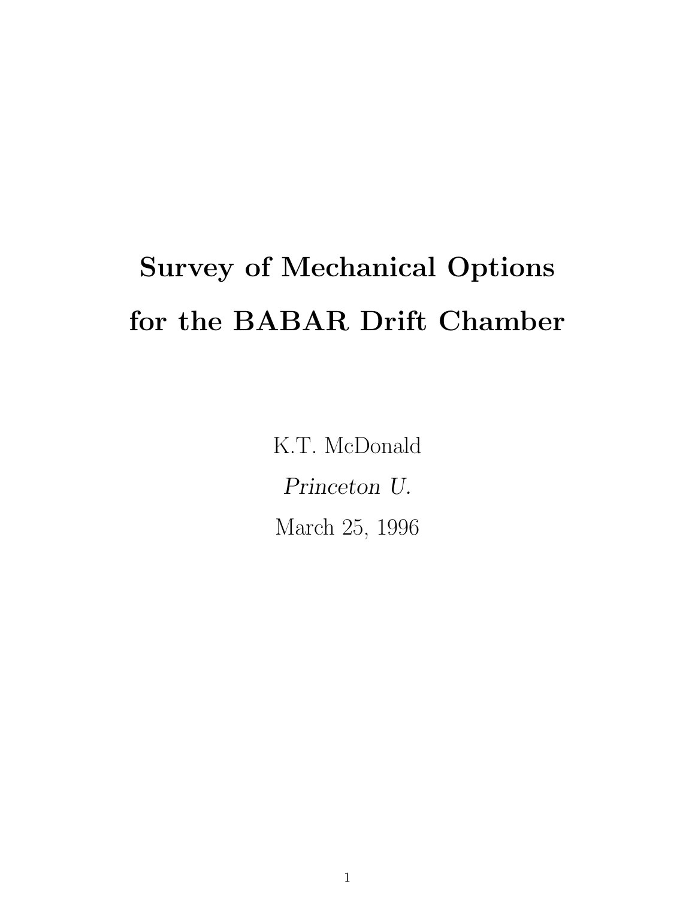# Survey of Mechanical Options for the BABAR Drift Chamber

K.T. McDonald

*Princeton U.*

March 25, 1996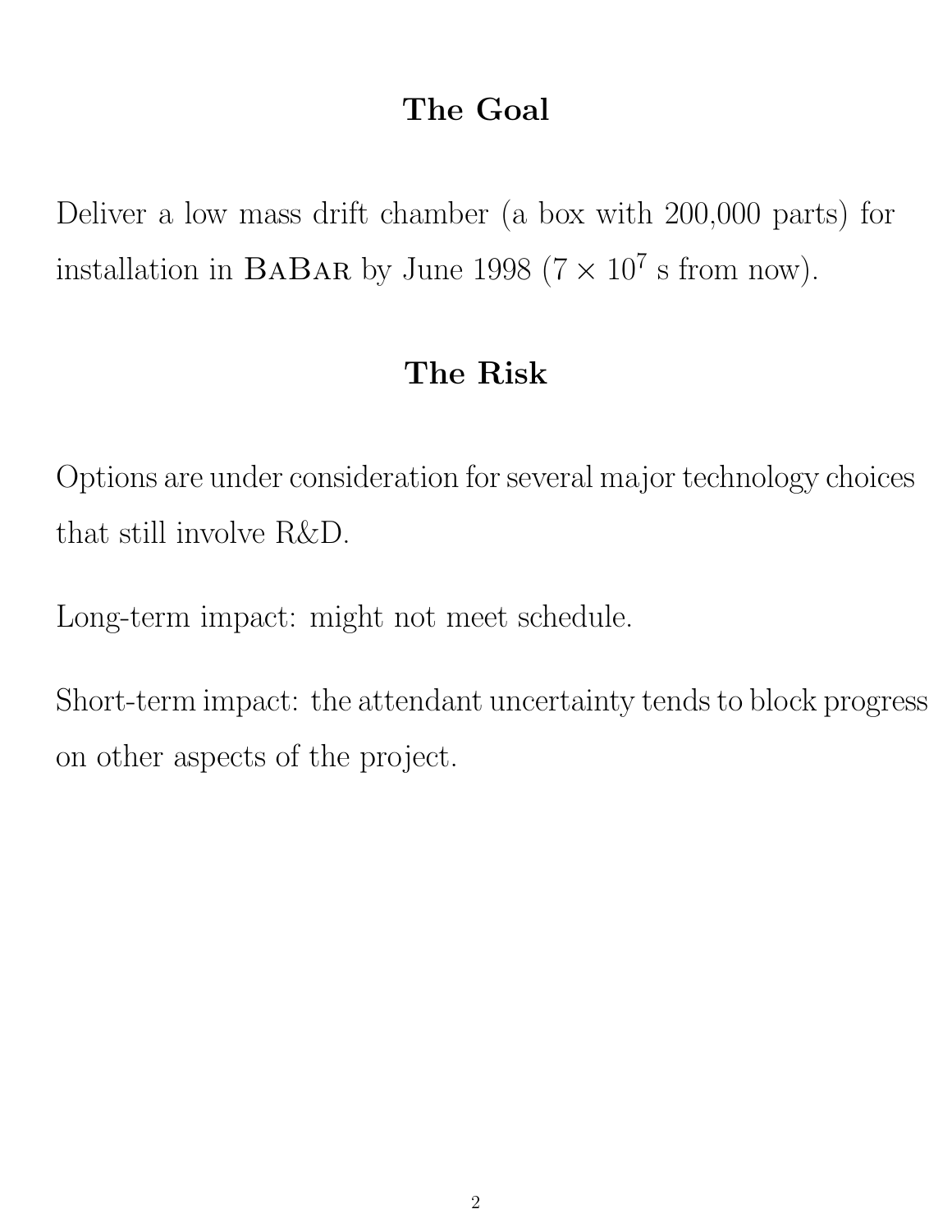## The Goal

Deliver a low mass drift chamber (a box with 200,000 parts) for installation in BaBar by June 1998 ($7 \times 10^7$ s from now).

## The Risk

Options are under consideration for several major technology choices that still involve R&D.

Long-term impact: might not meet schedule.

Short-term impact: the attendant uncertainty tends to block progress on other aspects of the project.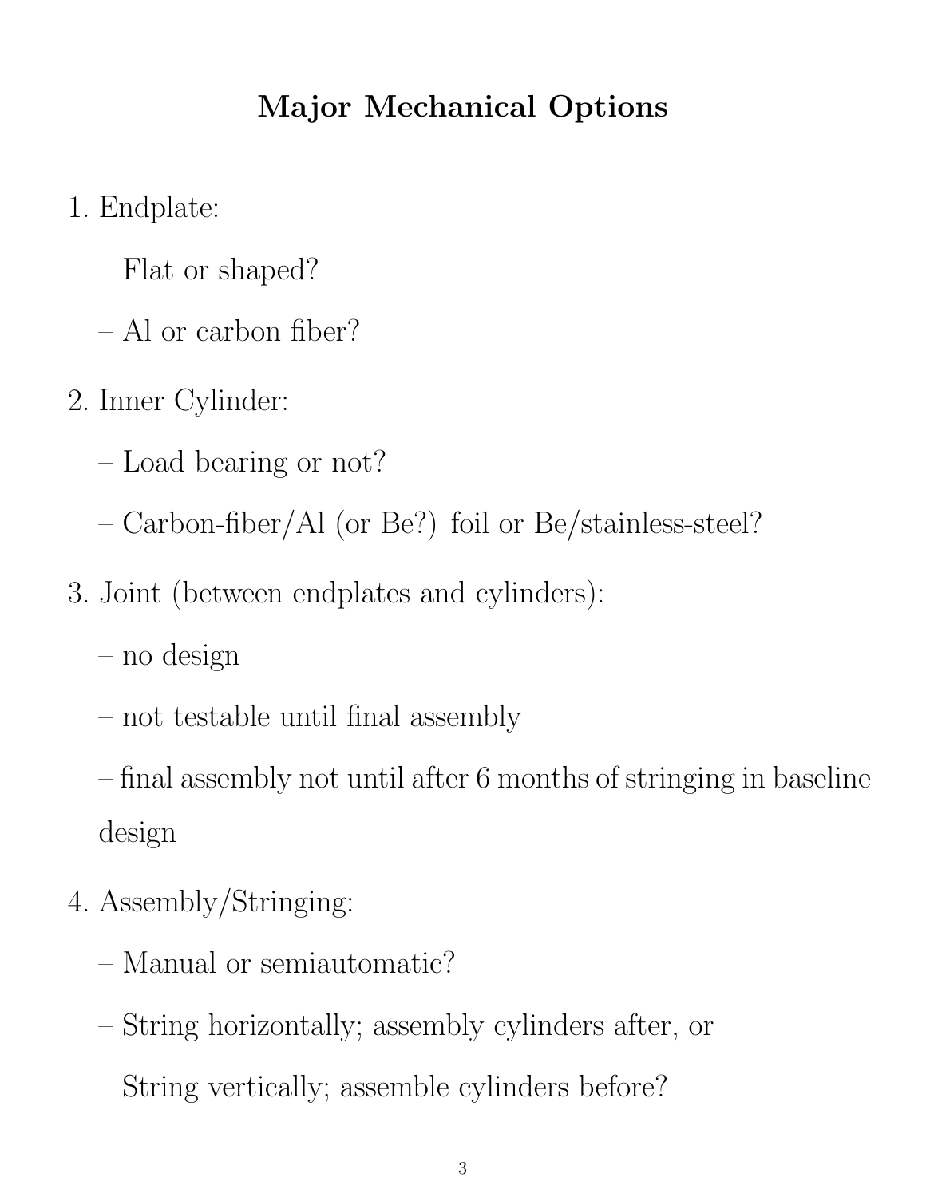# Major Mechanical Options

1. Endplate:
   - Flat or shaped?
   - Al or carbon fiber?
2. Inner Cylinder:
   - Load bearing or not?
   - Carbon-fiber/Al (or Be?) foil or Be/stainless-steel?
3. Joint (between endplates and cylinders):
   - no design
   - not testable until final assembly
   - final assembly not until after 6 months of stringing in baseline design
4. Assembly/Stringing:
   - Manual or semiautomatic?
   - String horizontally; assembly cylinders after, or
   - String vertically; assemble cylinders before?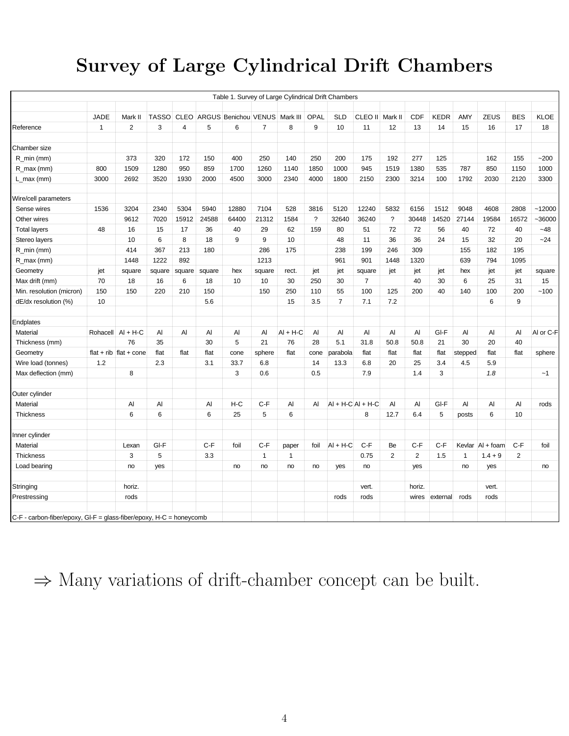# Survey of Large Cylindrical Drift Chambers

Table 1. Survey of Large Cylindrical Drift Chambers

| | JADE | Mark II | TASSO | CLEO | ARGUS | Benichou | VENUS | Mark III | OPAL | SLD | CLEO II | Mark II | CDF | KEDR | AMY | ZEUS | BES | KLOE |
|---|---|---|---|---|---|---|---|---|---|---|---|---|---|---|---|---|---|---|
| Reference | 1 | 2 | 3 | 4 | 5 | 6 | 7 | 8 | 9 | 10 | 11 | 12 | 13 | 14 | 15 | 16 | 17 | 18 |
| | | | | | | | | | | | | | | | | | | |
| Chamber size | | | | | | | | | | | | | | | | | | |
| R_min (mm) | | 373 | 320 | 172 | 150 | 400 | 250 | 140 | 250 | 200 | 175 | 192 | 277 | 125 | | 162 | 155 | ~200 |
| R_max (mm) | 800 | 1509 | 1280 | 950 | 859 | 1700 | 1260 | 1140 | 1850 | 1000 | 945 | 1519 | 1380 | 535 | 787 | 850 | 1150 | 1000 |
| L_max (mm) | 3000 | 2692 | 3520 | 1930 | 2000 | 4500 | 3000 | 2340 | 4000 | 1800 | 2150 | 2300 | 3214 | 100 | 1792 | 2030 | 2120 | 3300 |
| | | | | | | | | | | | | | | | | | | |
| Wire/cell parameters | | | | | | | | | | | | | | | | | | |
| Sense wires | 1536 | 3204 | 2340 | 5304 | 5940 | 12880 | 7104 | 528 | 3816 | 5120 | 12240 | 5832 | 6156 | 1512 | 9048 | 4608 | 2808 | ~12000 |
| Other wires | | 9612 | 7020 | 15912 | 24588 | 64400 | 21312 | 1584 | ? | 32640 | 36240 | ? | 30448 | 14520 | 27144 | 19584 | 16572 | ~36000 |
| Total layers | 48 | 16 | 15 | 17 | 36 | 40 | 29 | 62 | 159 | 80 | 51 | 72 | 72 | 56 | 40 | 72 | 40 | ~48 |
| Stereo layers | | 10 | 6 | 8 | 18 | 9 | 9 | 10 | | 48 | 11 | 36 | 36 | 24 | 15 | 32 | 20 | ~24 |
| R_min (mm) | | 414 | 367 | 213 | 180 | | 286 | 175 | | 238 | 199 | 246 | 309 | | 155 | 182 | 195 | |
| R_max (mm) | | 1448 | 1222 | 892 | | | 1213 | | | 961 | 901 | 1448 | 1320 | | 639 | 794 | 1095 | |
| Geometry | jet | square | square | square | square | hex | square | rect. | jet | jet | square | jet | jet | jet | hex | jet | jet | square |
| Max drift (mm) | 70 | 18 | 16 | 6 | 18 | 10 | 10 | 30 | 250 | 30 | 7 | | 40 | 30 | 6 | 25 | 31 | 15 |
| Min. resolution (micron) | 150 | 150 | 220 | 210 | 150 | | 150 | 250 | 110 | 55 | 100 | 125 | 200 | 40 | 140 | 100 | 200 | ~100 |
| dE/dx resolution (%) | 10 | | | | 5.6 | | | 15 | 3.5 | 7 | 7.1 | 7.2 | | | | 6 | 9 | |
| | | | | | | | | | | | | | | | | | | |
| Endplates | | | | | | | | | | | | | | | | | | |
| Material | Rohacell | Al + H-C | Al | Al | Al | Al | Al | Al + H-C | Al | Al | Al | Al | Al | Gl-F | Al | Al | Al | Al or C-F |
| Thickness (mm) | | 76 | 35 | | 30 | 5 | 21 | 76 | 28 | 5.1 | 31.8 | 50.8 | 50.8 | 21 | 30 | 20 | 40 | |
| Geometry | flat + rib | flat + cone | flat | flat | flat | cone | sphere | flat | cone | parabola | flat | flat | flat | flat | stepped | flat | flat | sphere |
| Wire load (tonnes) | 1.2 | | 2.3 | | 3.1 | 33.7 | 6.8 | | 14 | 13.3 | 6.8 | 20 | 25 | 3.4 | 4.5 | 5.9 | | |
| Max deflection (mm) | | 8 | | | | 3 | 0.6 | | 0.5 | | 7.9 | | 1.4 | 3 | | *1.8* | | ~1 |
| | | | | | | | | | | | | | | | | | | |
| Outer cylinder | | | | | | | | | | | | | | | | | | |
| Material | | Al | Al | | Al | H-C | C-F | Al | Al | Al + H-C | Al + H-C | Al | Al | Gl-F | Al | Al | Al | rods |
| Thickness | | 6 | 6 | | 6 | 25 | 5 | 6 | | | 8 | 12.7 | 6.4 | 5 | posts | 6 | 10 | |
| | | | | | | | | | | | | | | | | | | |
| Inner cylinder | | | | | | | | | | | | | | | | | | |
| Material | | Lexan | Gl-F | | C-F | foil | C-F | paper | foil | Al + H-C | C-F | Be | C-F | C-F | Kevlar | Al + foam | C-F | foil |
| Thickness | | 3 | 5 | | 3.3 | | 1 | 1 | | | 0.75 | 2 | 2 | 1.5 | 1 | 1.4 + 9 | 2 | |
| Load bearing | | no | yes | | | no | no | no | no | yes | no | | yes | | no | yes | | no |
| | | | | | | | | | | | | | | | | | | |
| Stringing | | horiz. | | | | | | | | | vert. | | horiz. | | | vert. | | |
| Prestressing | | rods | | | | | | | | rods | rods | | wires | external | rods | rods | | |

C-F - carbon-fiber/epoxy, Gl-F = glass-fiber/epoxy, H-C = honeycomb

$\Rightarrow$ Many variations of drift-chamber concept can be built.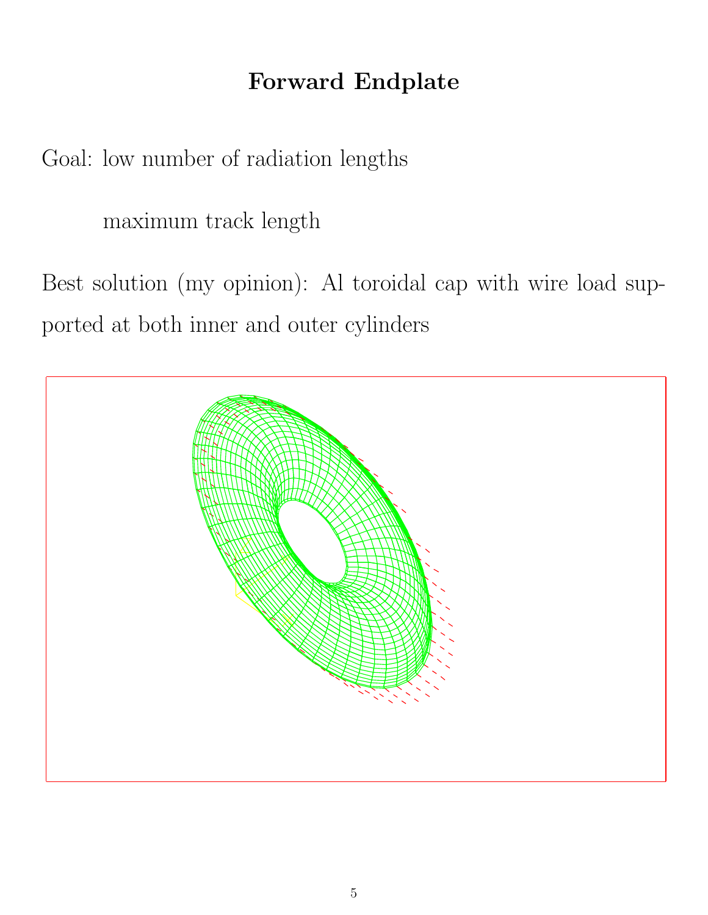# Forward Endplate

Goal: low number of radiation lengths

maximum track length

Best solution (my opinion): Al toroidal cap with wire load supported at both inner and outer cylinders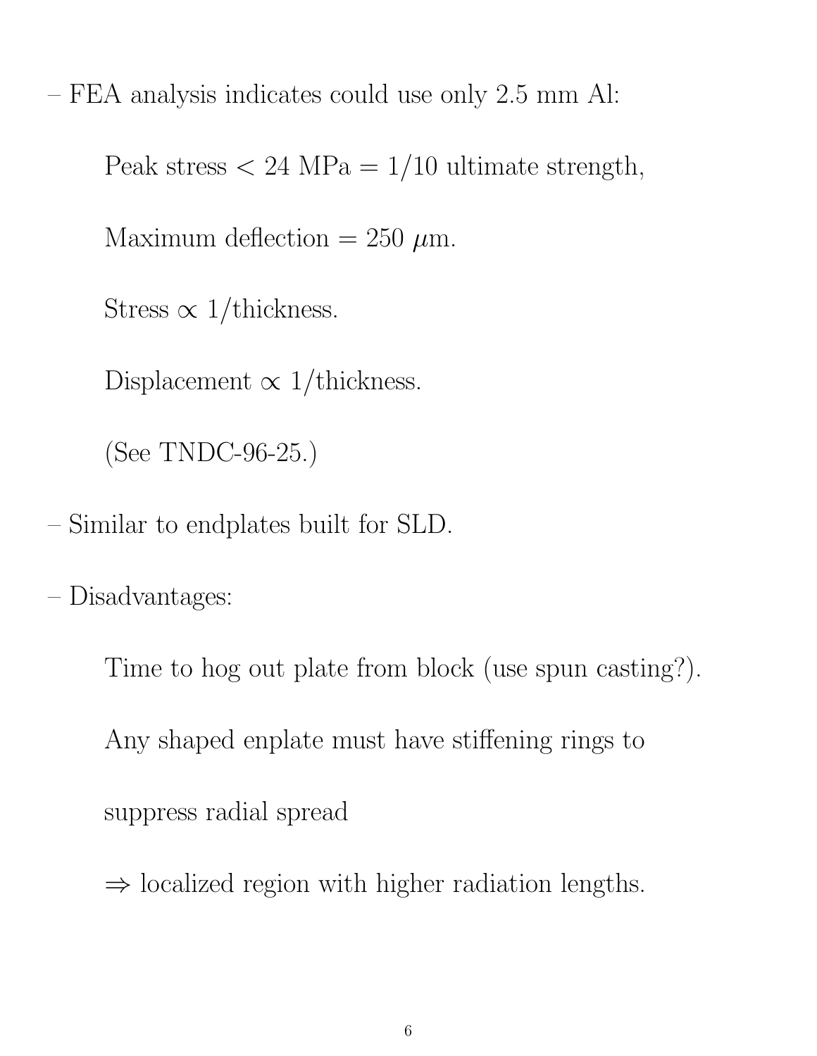– FEA analysis indicates could use only 2.5 mm Al:

  Peak stress $< 24$ MPa $= 1/10$ ultimate strength,

  Maximum deflection $= 250\ \mu$m.

  Stress $\propto$ 1/thickness.

  Displacement $\propto$ 1/thickness.

  (See TNDC-96-25.)

– Similar to endplates built for SLD.

– Disadvantages:

  Time to hog out plate from block (use spun casting?).

  Any shaped enplate must have stiffening rings to

  suppress radial spread

  $\Rightarrow$ localized region with higher radiation lengths.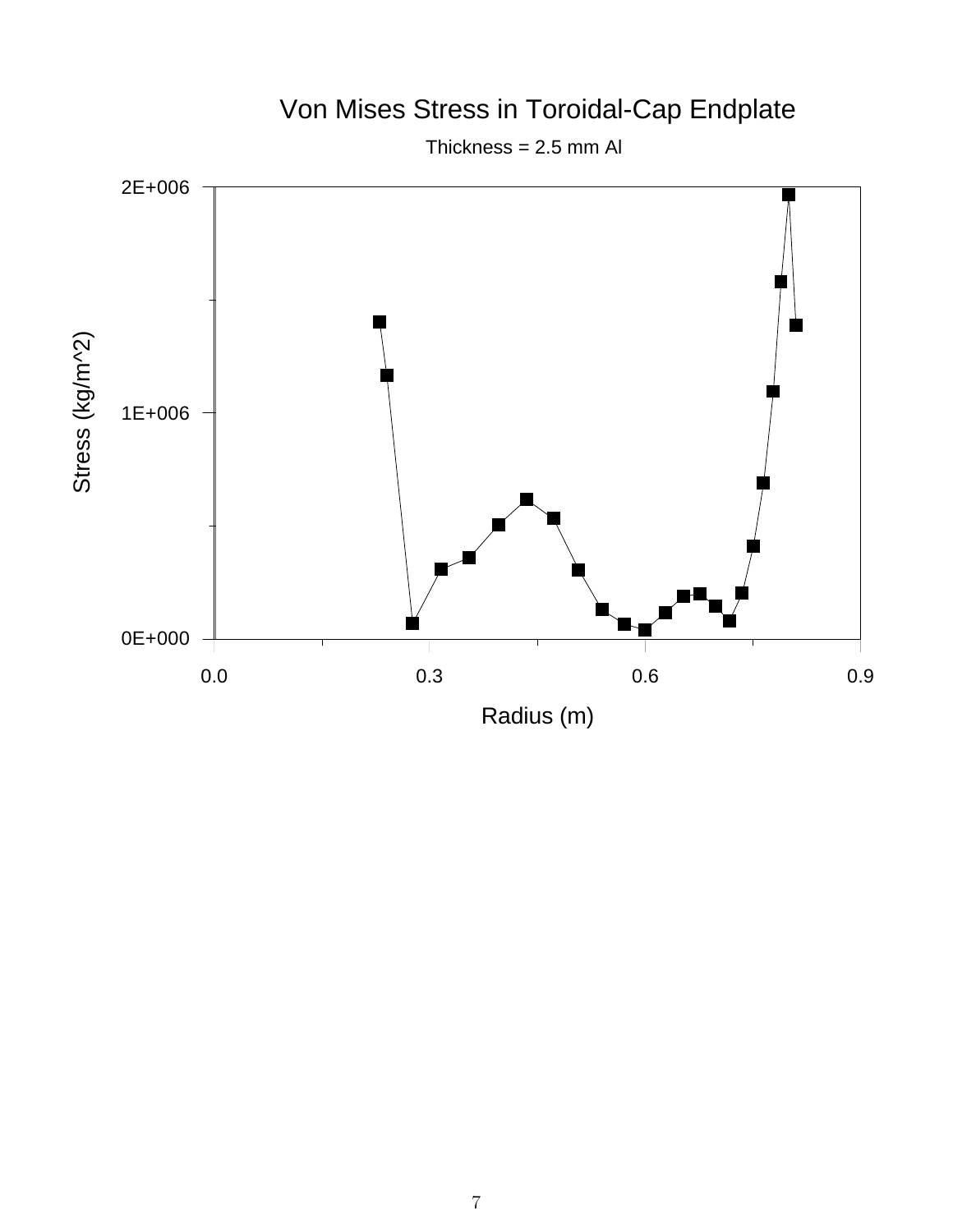# Von Mises Stress in Toroidal-Cap Endplate

Thickness = 2.5 mm Al

Stress (kg/m^2)

2E+006

1E+006

0E+000

0.0 0.3 0.6 0.9

Radius (m)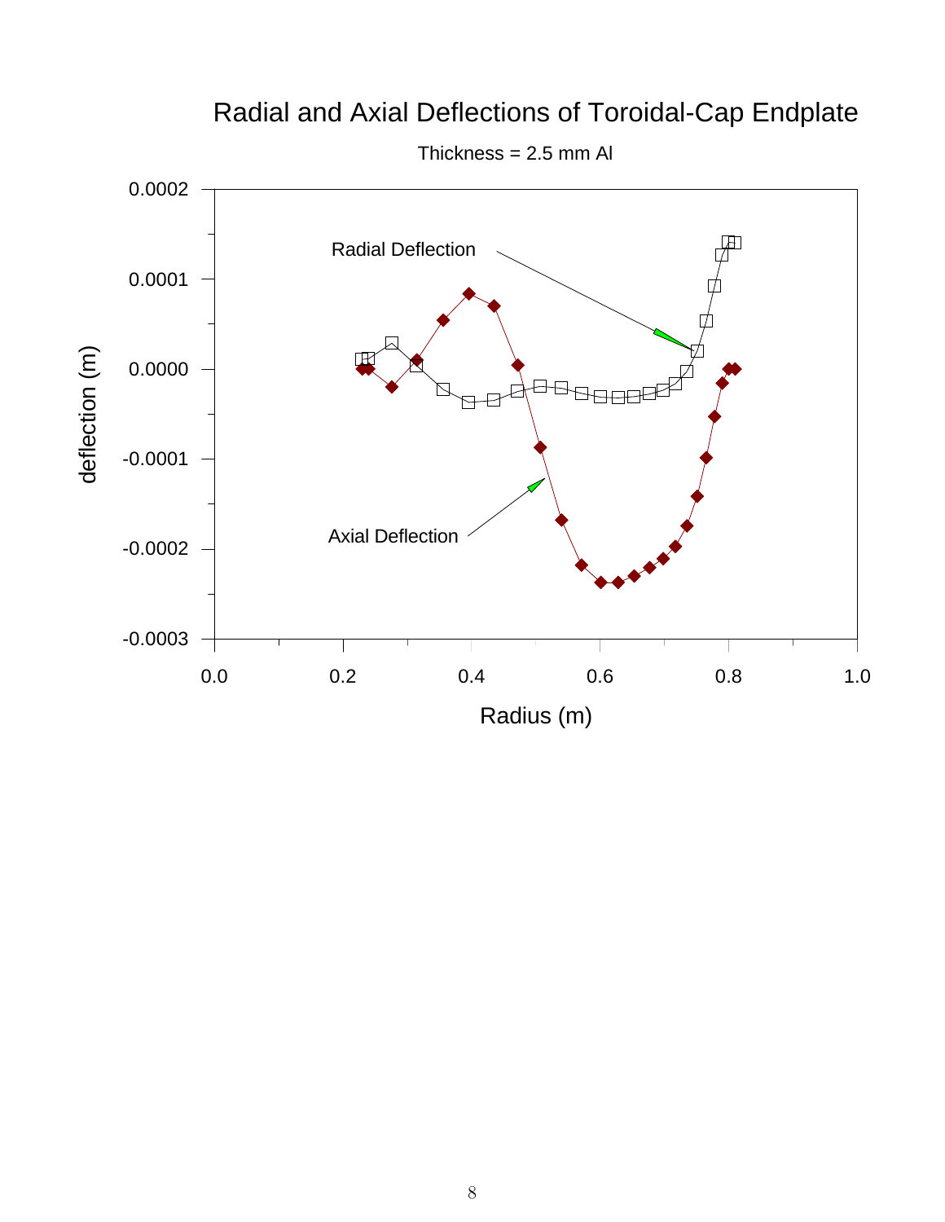## Radial and Axial Deflections of Toroidal-Cap Endplate

Thickness = 2.5 mm Al

Radial Deflection

Axial Deflection

deflection (m)

Radius (m)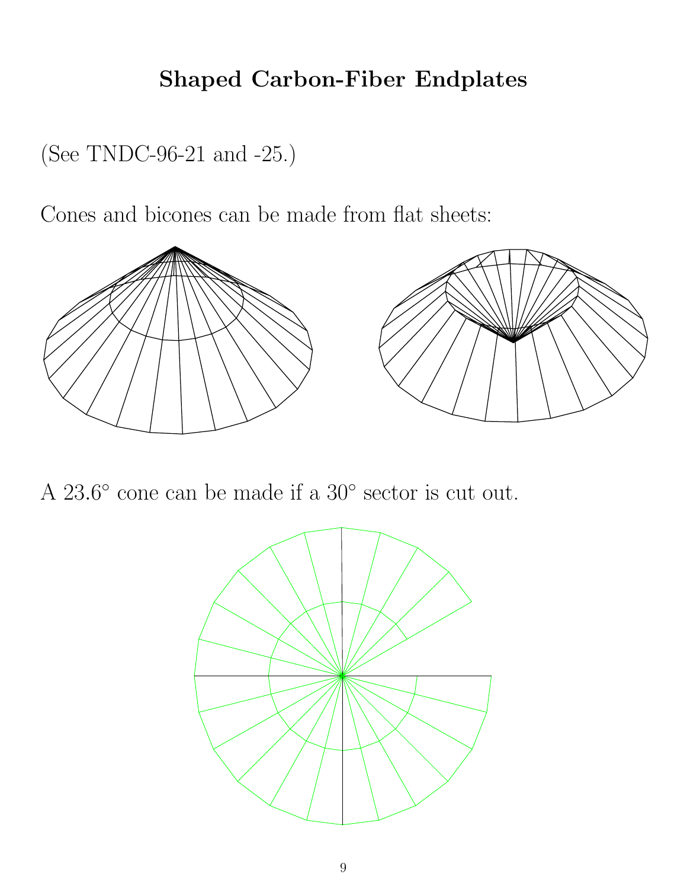# Shaped Carbon-Fiber Endplates

(See TNDC-96-21 and -25.)

Cones and bicones can be made from flat sheets:

A 23.6° cone can be made if a 30° sector is cut out.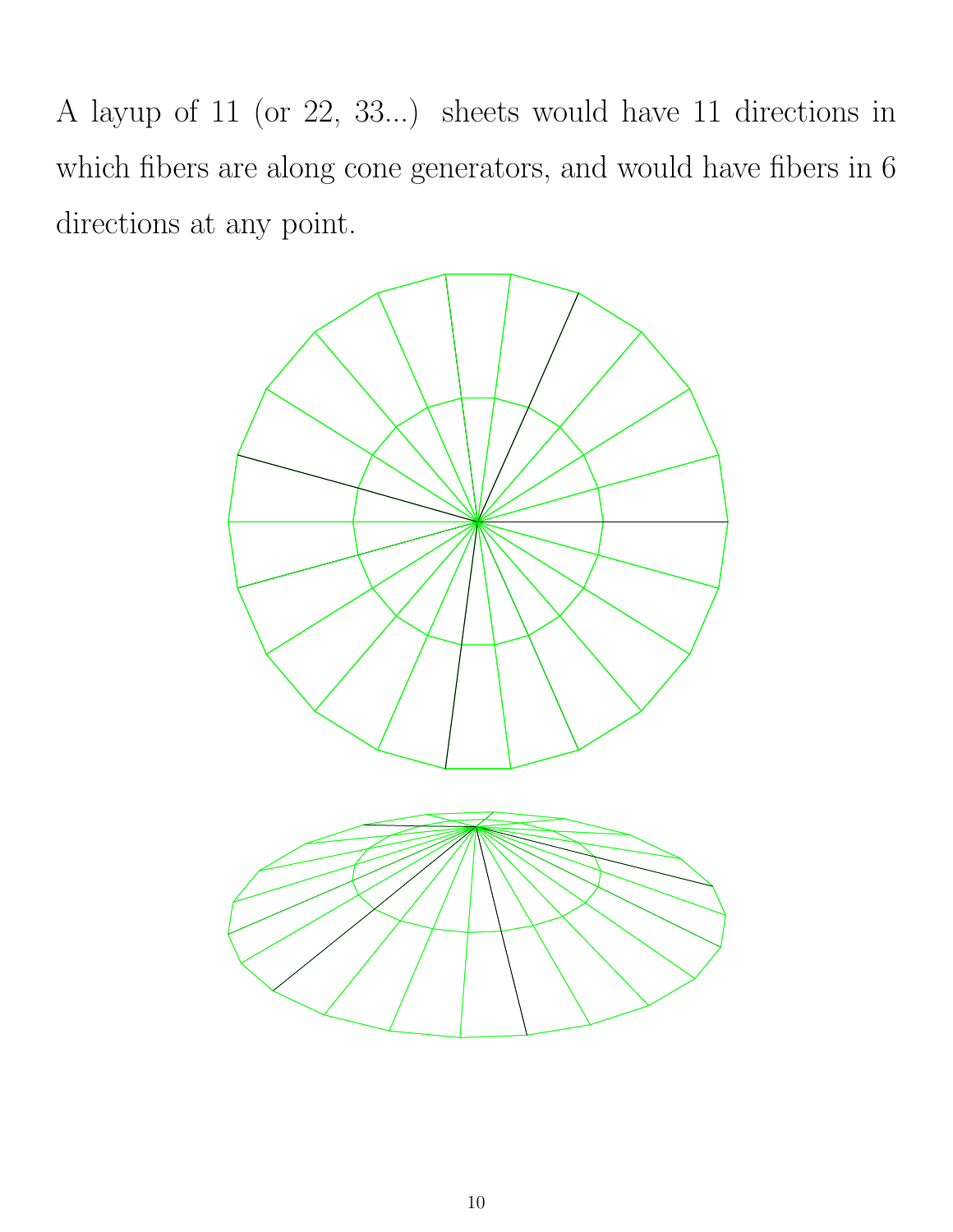A layup of 11 (or 22, 33...) sheets would have 11 directions in which fibers are along cone generators, and would have fibers in 6 directions at any point.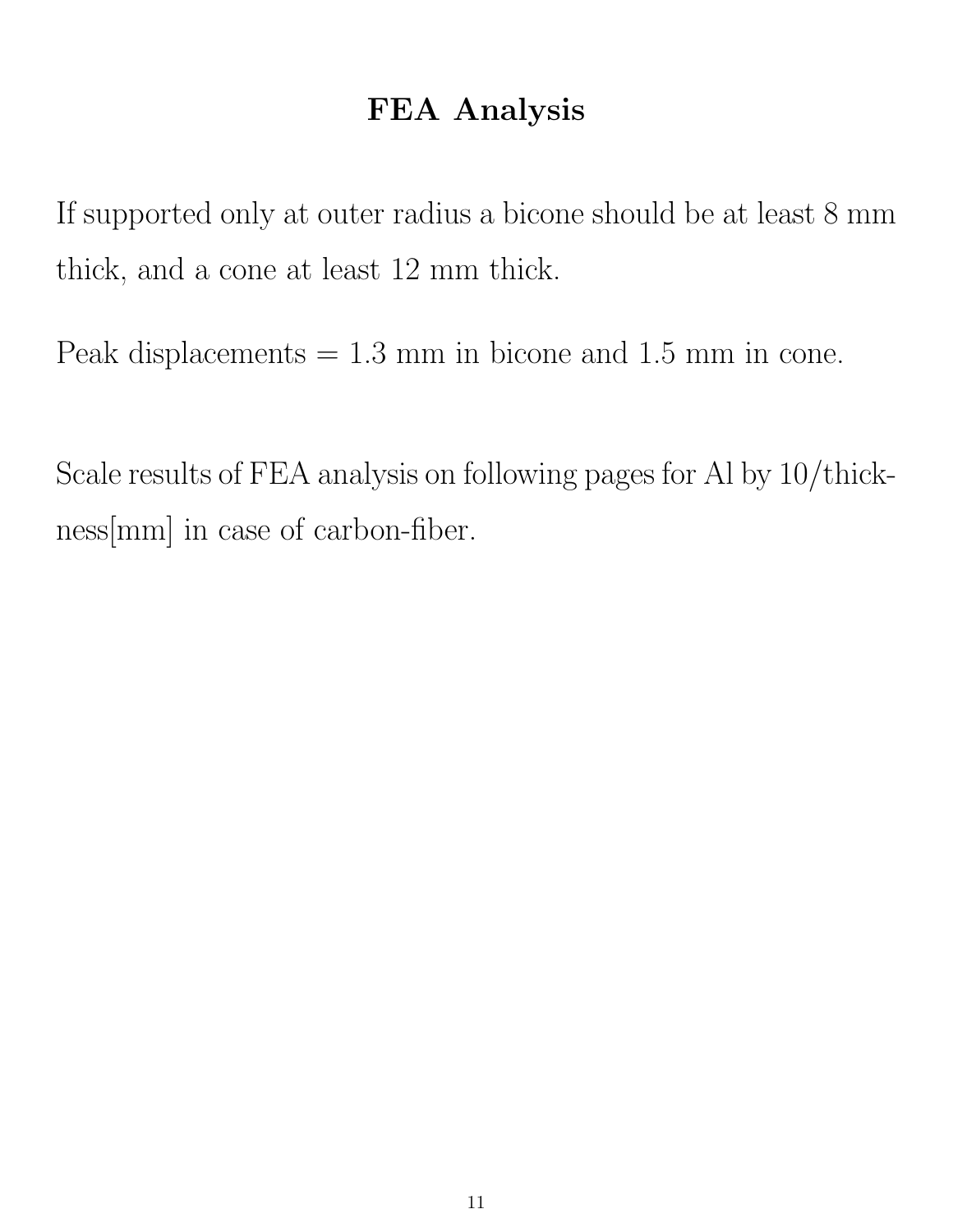# FEA Analysis

If supported only at outer radius a bicone should be at least 8 mm thick, and a cone at least 12 mm thick.

Peak displacements = 1.3 mm in bicone and 1.5 mm in cone.

Scale results of FEA analysis on following pages for Al by 10/thickness[mm] in case of carbon-fiber.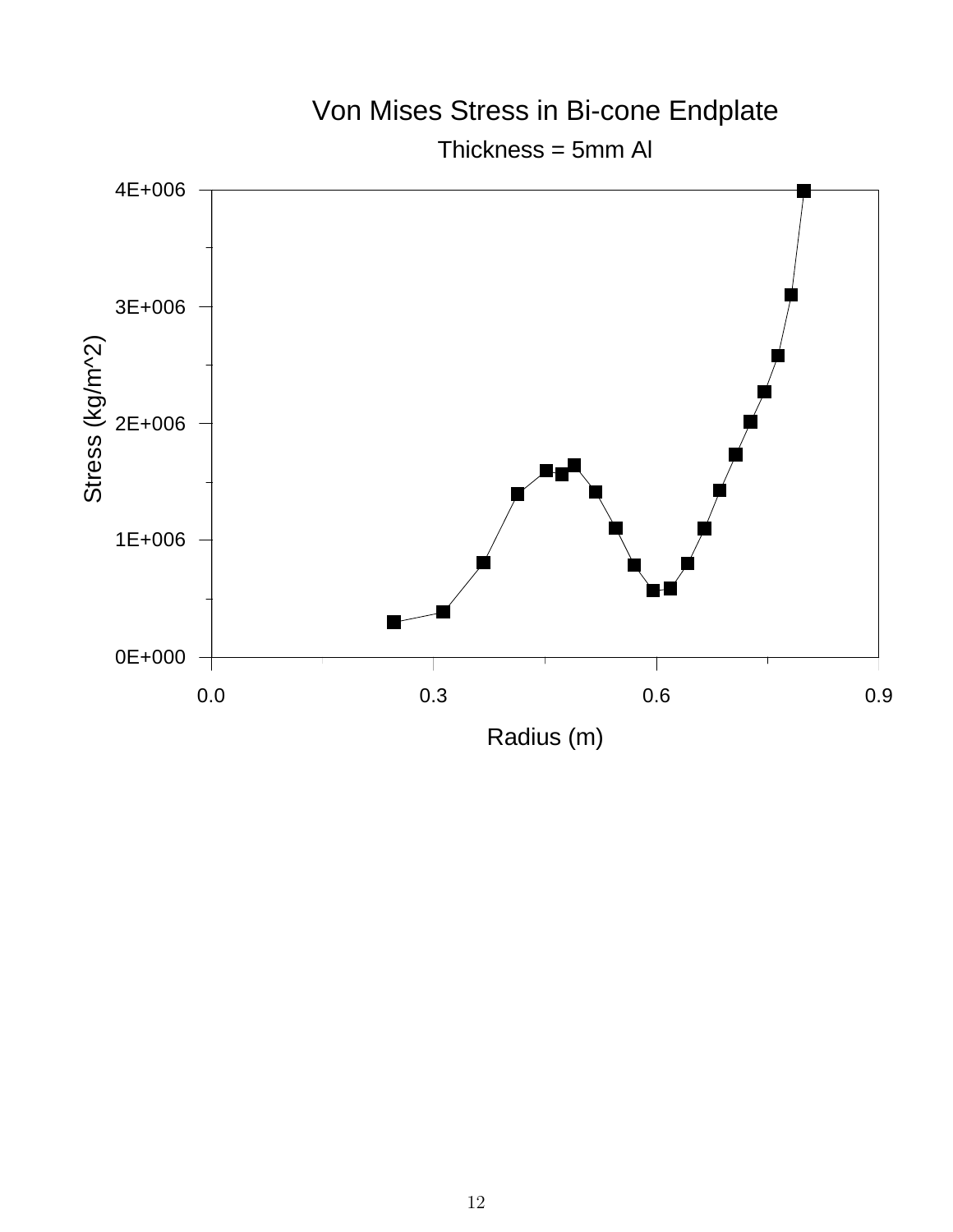Von Mises Stress in Bi-cone Endplate

Thickness = 5mm Al

Stress (kg/m^2)

4E+006

3E+006

2E+006

1E+006

0E+000

0.0 0.3 0.6 0.9

Radius (m)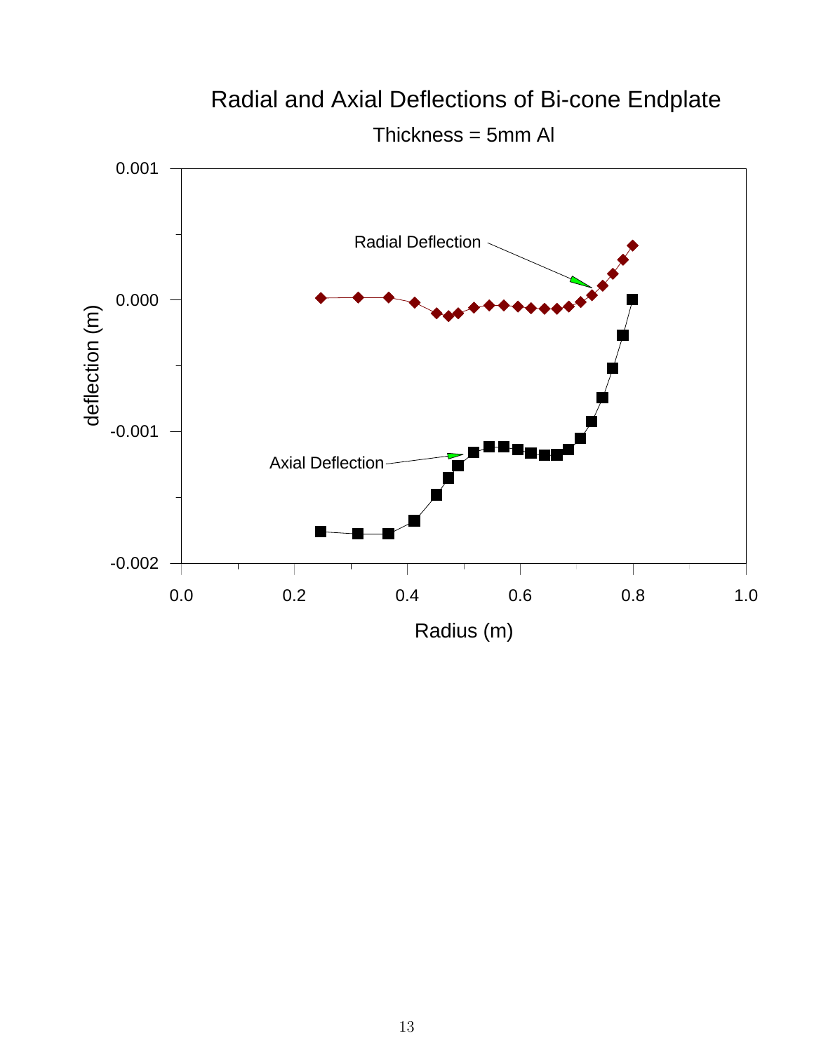Radial and Axial Deflections of Bi-cone Endplate

Thickness = 5mm Al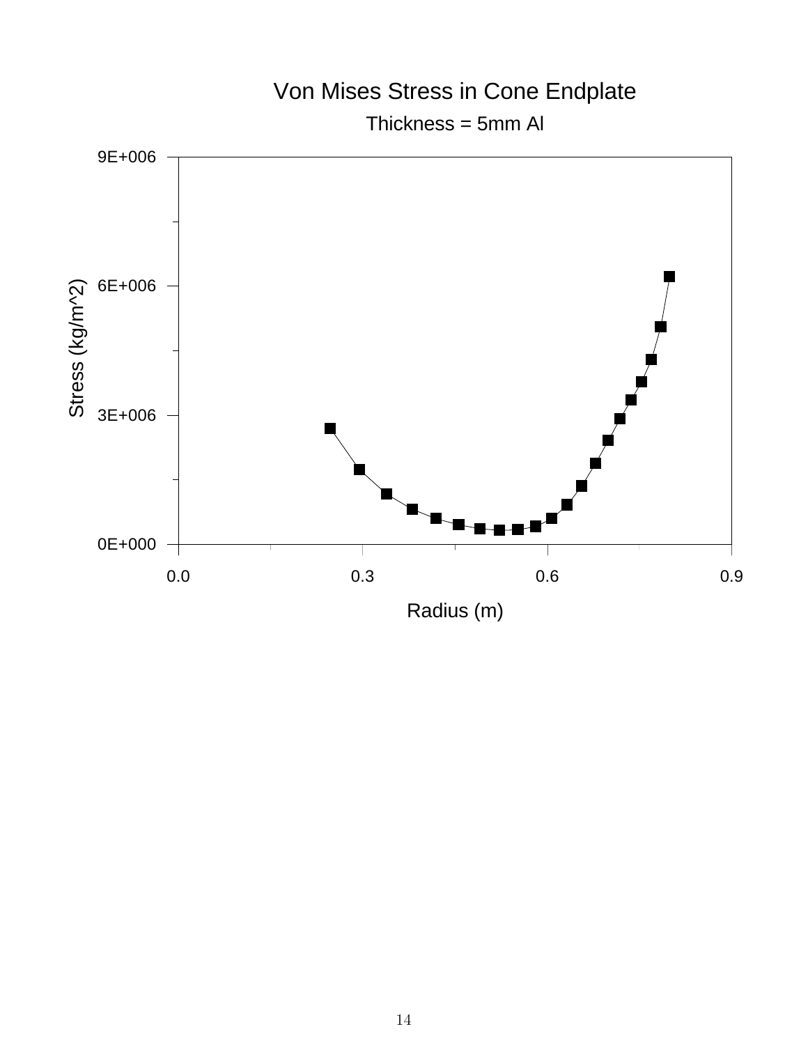Von Mises Stress in Cone Endplate

Thickness = 5mm Al

Stress (kg/m^2)

9E+006

6E+006

3E+006

0E+000

0.0 0.3 0.6 0.9

Radius (m)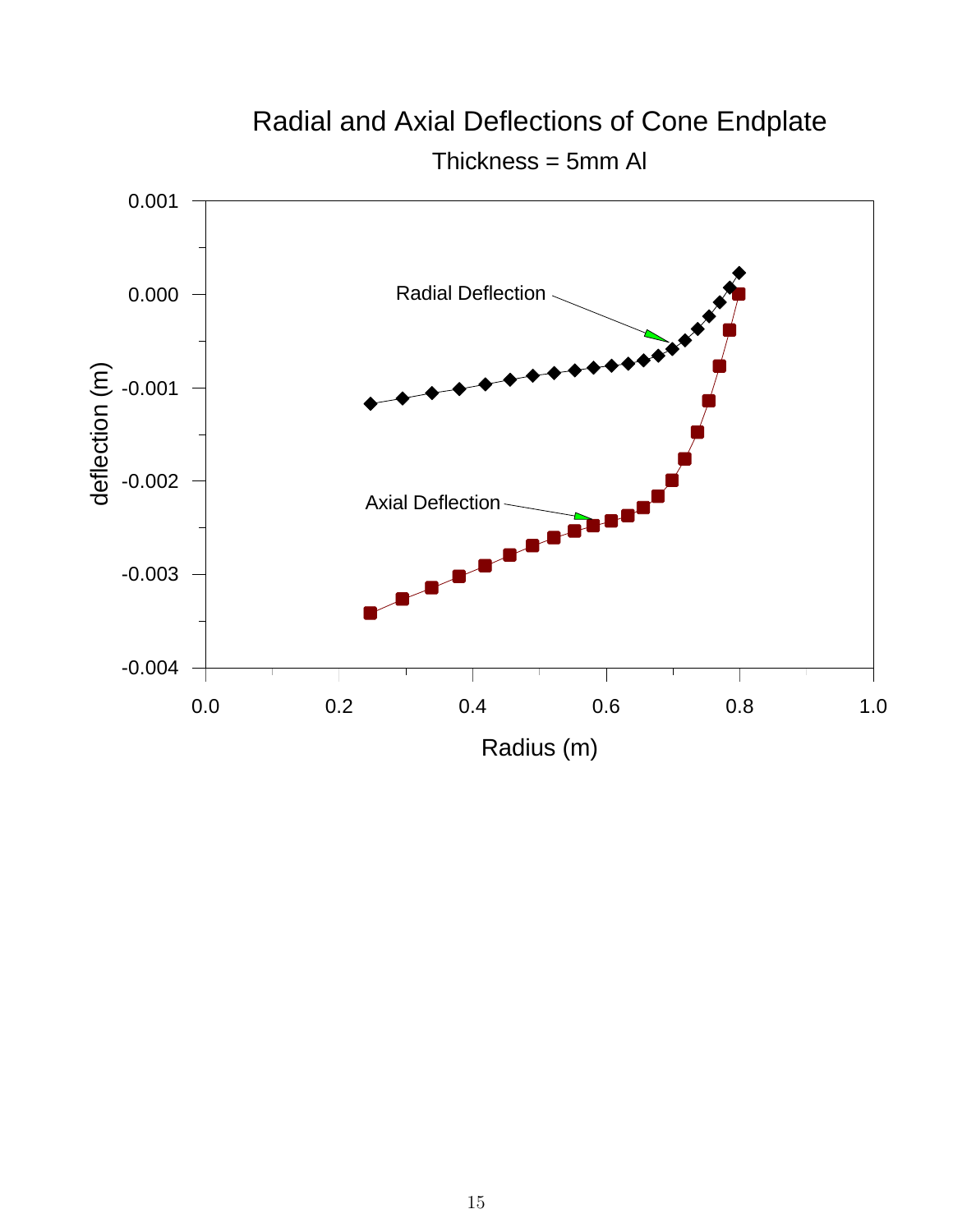## Radial and Axial Deflections of Cone Endplate

Thickness = 5mm Al

Radial Deflection

Axial Deflection

deflection (m)

Radius (m)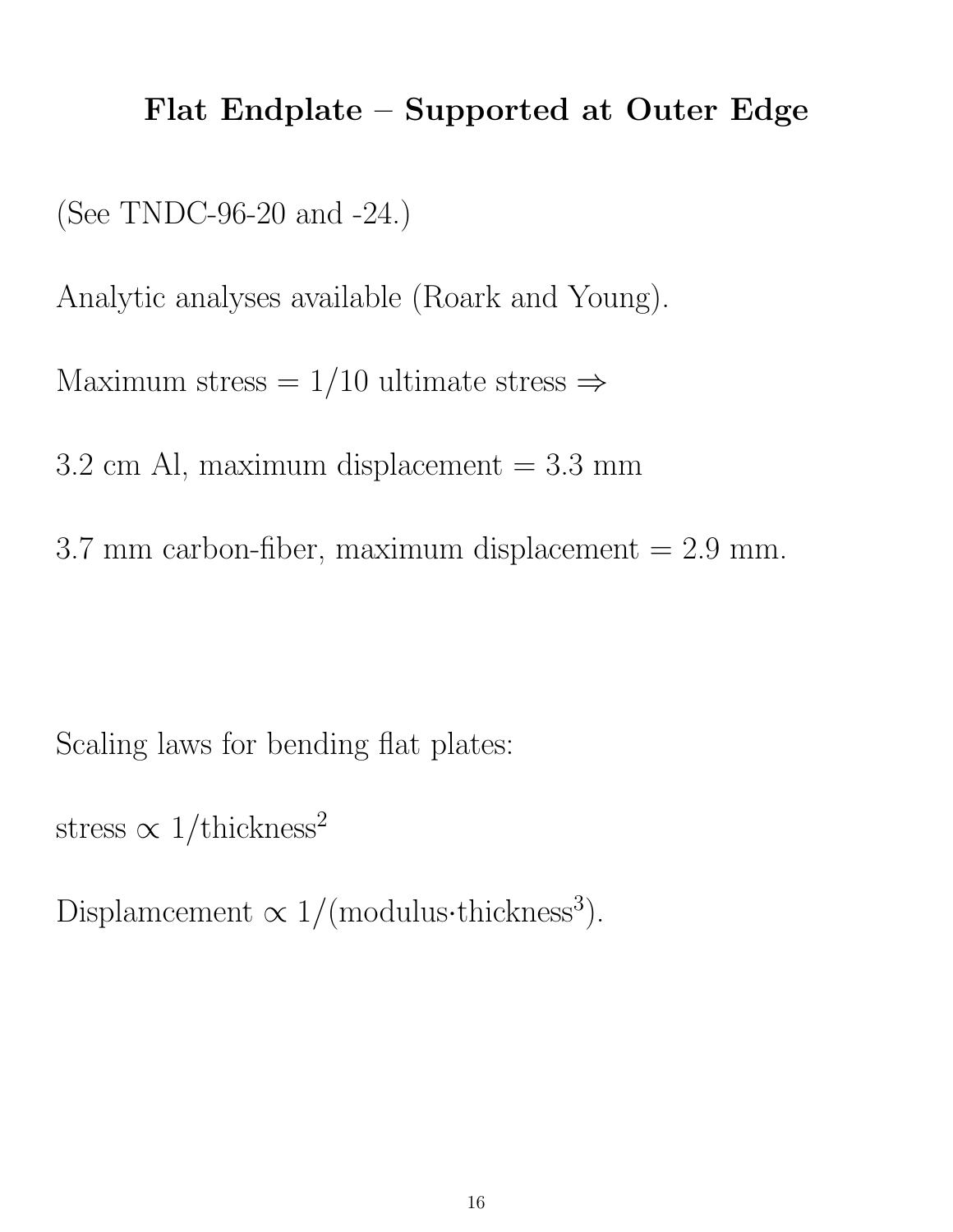# Flat Endplate – Supported at Outer Edge

(See TNDC-96-20 and -24.)

Analytic analyses available (Roark and Young).

Maximum stress = 1/10 ultimate stress $\Rightarrow$

3.2 cm Al, maximum displacement = 3.3 mm

3.7 mm carbon-fiber, maximum displacement = 2.9 mm.

Scaling laws for bending flat plates:

stress $\propto$ 1/thickness$^2$

Displamcement $\propto$ 1/(modulus$\cdot$thickness$^3$).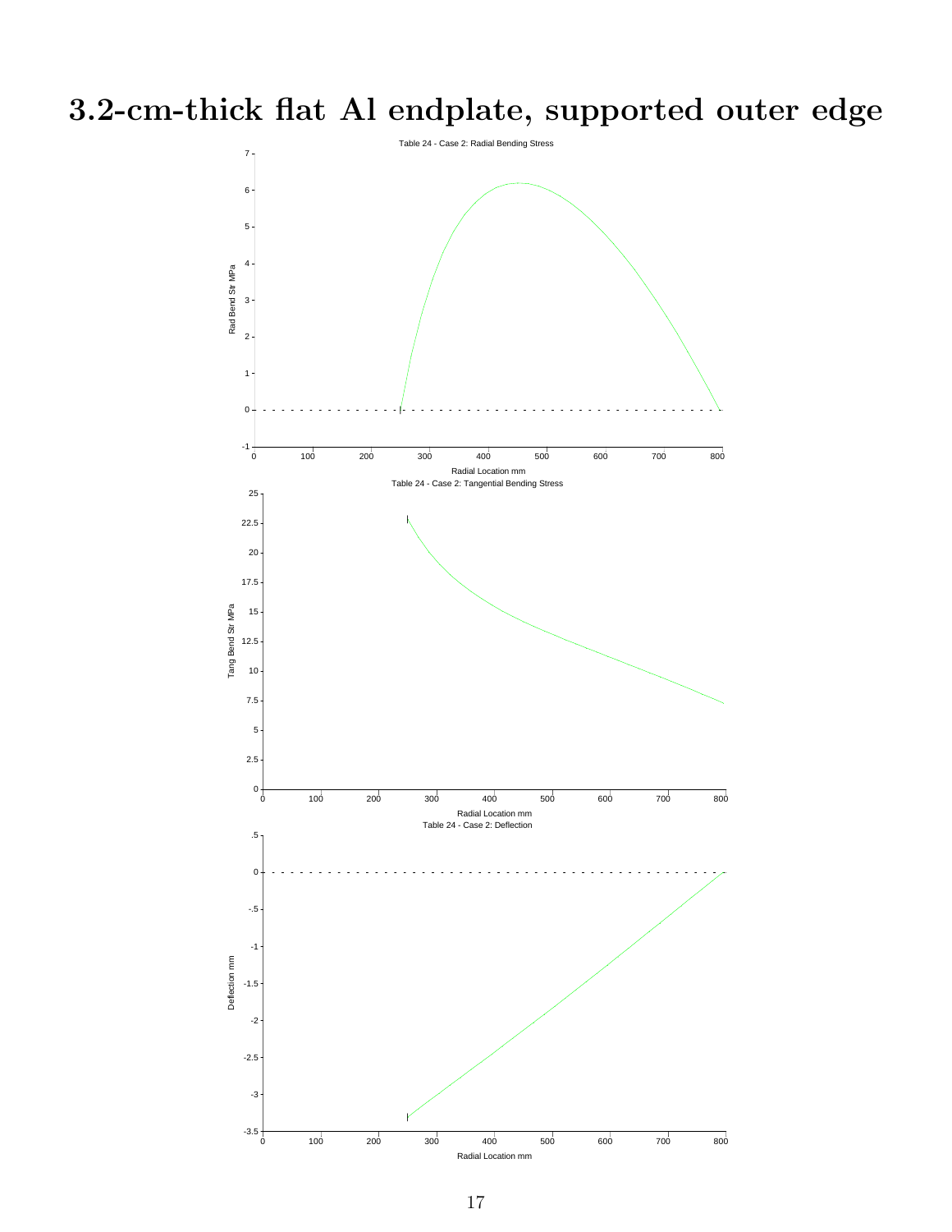# 3.2-cm-thick flat Al endplate, supported outer edge

Table 24 - Case 2: Radial Bending Stress

Rad Bend Str MPa

Radial Location mm

Table 24 - Case 2: Tangential Bending Stress

Tang Bend Str MPa

Radial Location mm

Table 24 - Case 2: Deflection

Deflection mm

Radial Location mm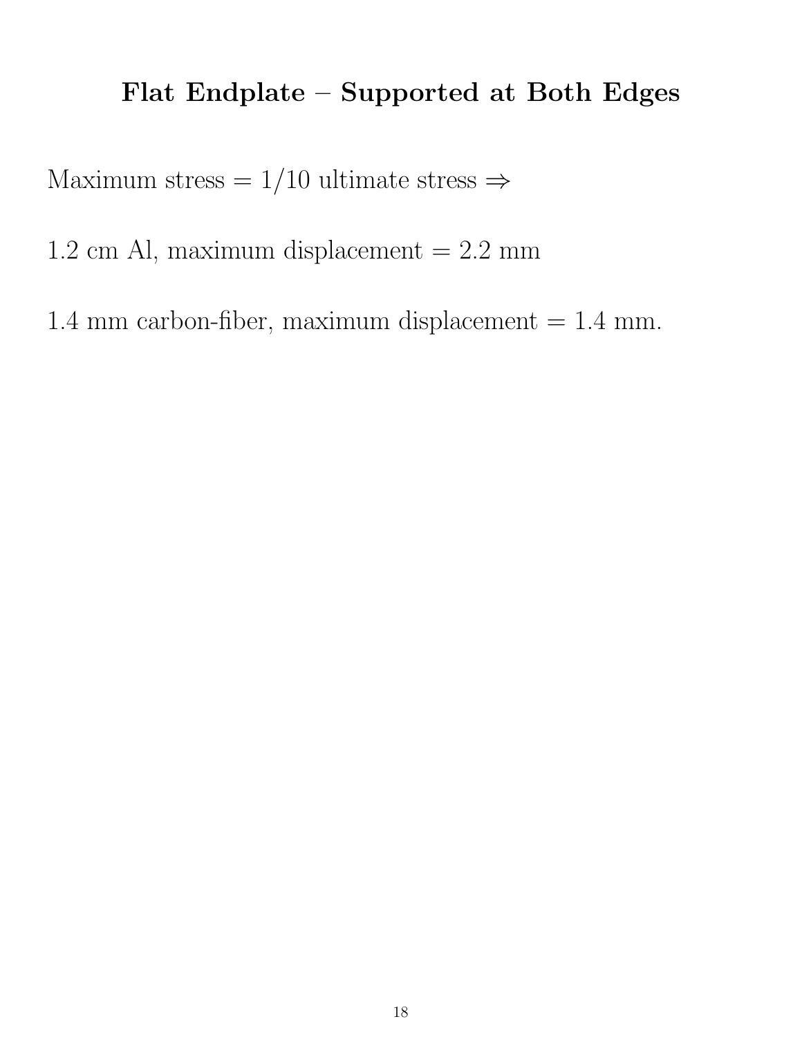## Flat Endplate – Supported at Both Edges

Maximum stress = 1/10 ultimate stress ⇒

1.2 cm Al, maximum displacement = 2.2 mm

1.4 mm carbon-fiber, maximum displacement = 1.4 mm.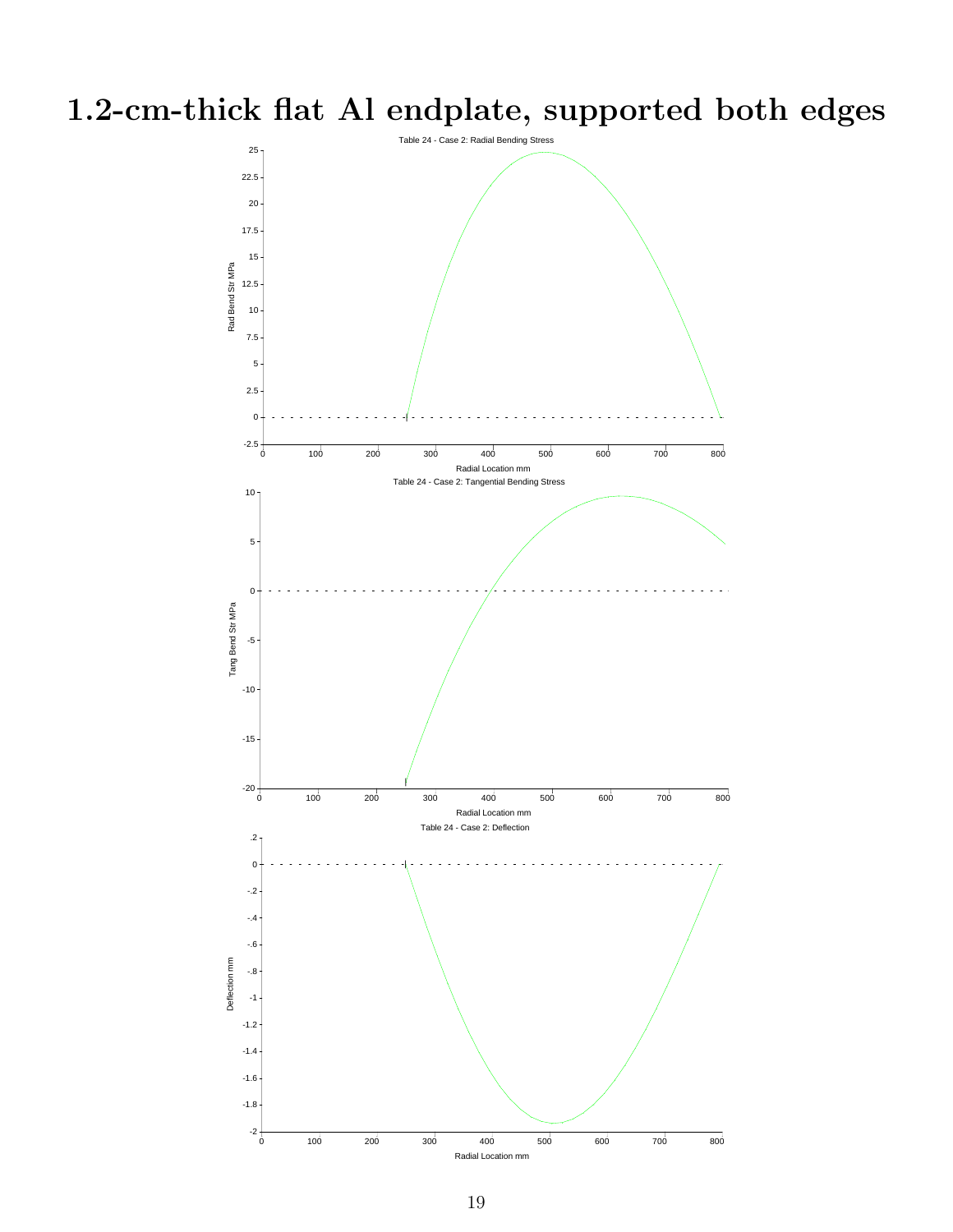# 1.2-cm-thick flat Al endplate, supported both edges

Table 24 - Case 2: Radial Bending Stress

Table 24 - Case 2: Tangential Bending Stress

Table 24 - Case 2: Deflection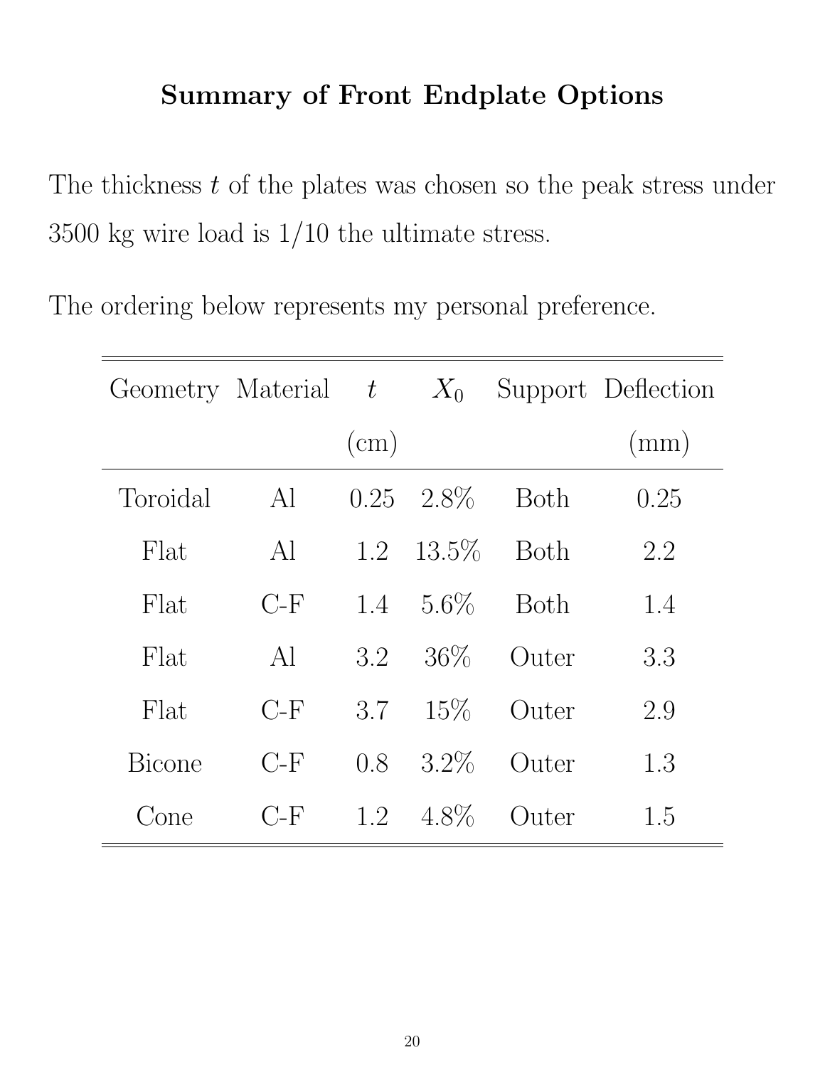## Summary of Front Endplate Options

The thickness $t$ of the plates was chosen so the peak stress under 3500 kg wire load is 1/10 the ultimate stress.

The ordering below represents my personal preference.

| Geometry | Material | $t$ (cm) | $X_0$ | Support | Deflection (mm) |
|---|---|---|---|---|---|
| Toroidal | Al | 0.25 | 2.8% | Both | 0.25 |
| Flat | Al | 1.2 | 13.5% | Both | 2.2 |
| Flat | C-F | 1.4 | 5.6% | Both | 1.4 |
| Flat | Al | 3.2 | 36% | Outer | 3.3 |
| Flat | C-F | 3.7 | 15% | Outer | 2.9 |
| Bicone | C-F | 0.8 | 3.2% | Outer | 1.3 |
| Cone | C-F | 1.2 | 4.8% | Outer | 1.5 |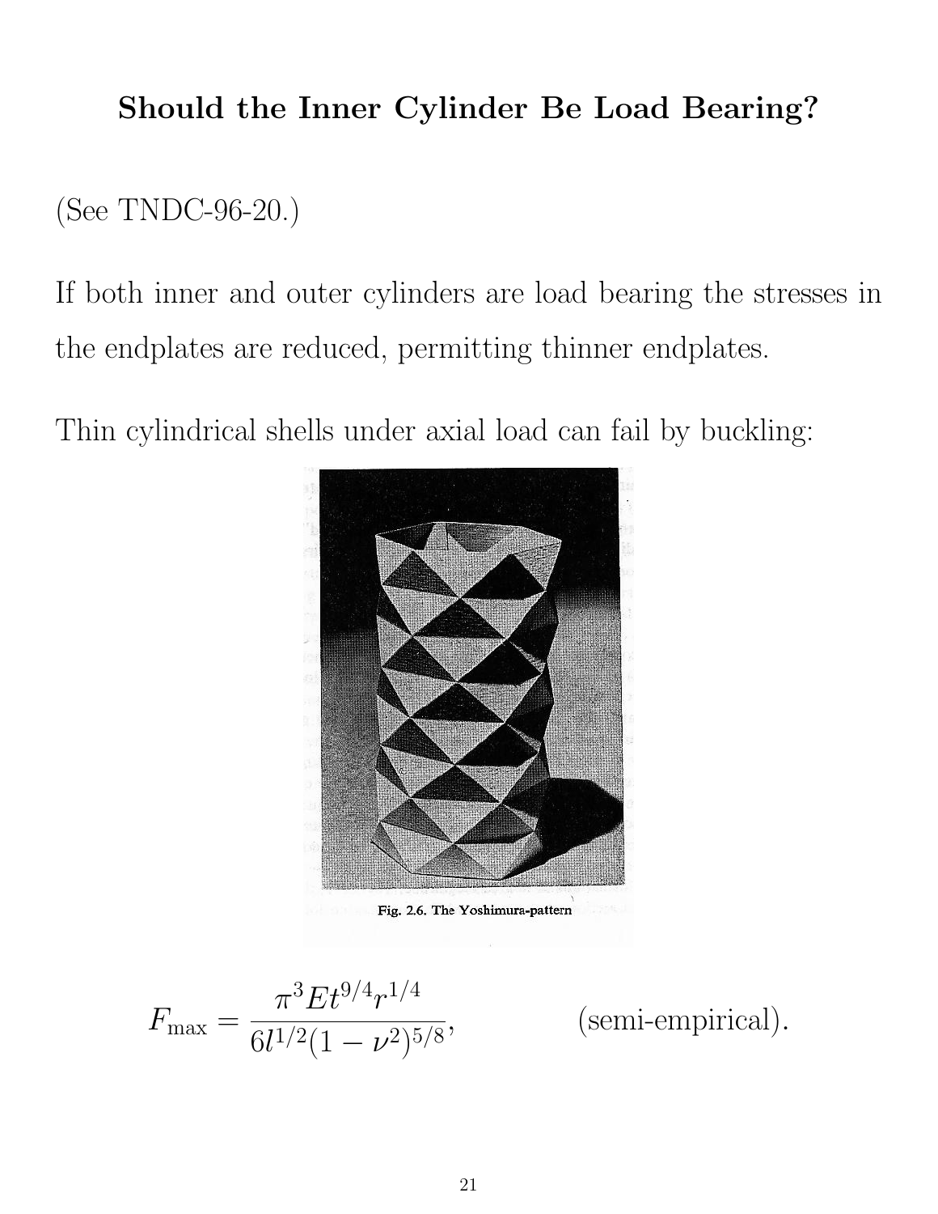# Should the Inner Cylinder Be Load Bearing?

(See TNDC-96-20.)

If both inner and outer cylinders are load bearing the stresses in the endplates are reduced, permitting thinner endplates.

Thin cylindrical shells under axial load can fail by buckling:

Fig. 2.6. The Yoshimura-pattern

$$F_{\max} = \frac{\pi^3 E t^{9/4} r^{1/4}}{6 l^{1/2} (1 - \nu^2)^{5/8}}, \qquad \text{(semi-empirical)}.$$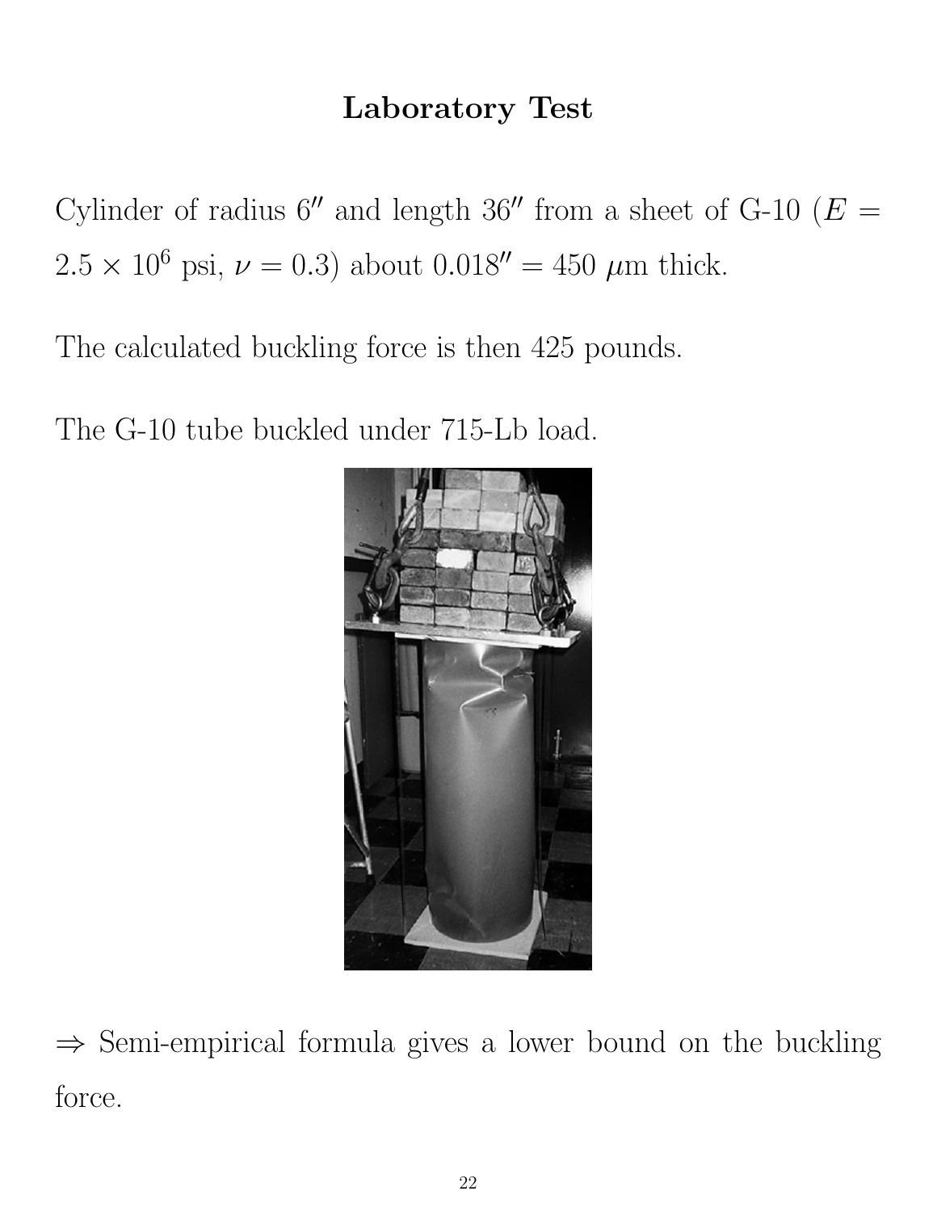# Laboratory Test

Cylinder of radius $6''$ and length $36''$ from a sheet of G-10 ($E = 2.5 \times 10^6$ psi, $\nu = 0.3$) about $0.018'' = 450\ \mu$m thick.

The calculated buckling force is then 425 pounds.

The G-10 tube buckled under 715-Lb load.

$\Rightarrow$ Semi-empirical formula gives a lower bound on the buckling force.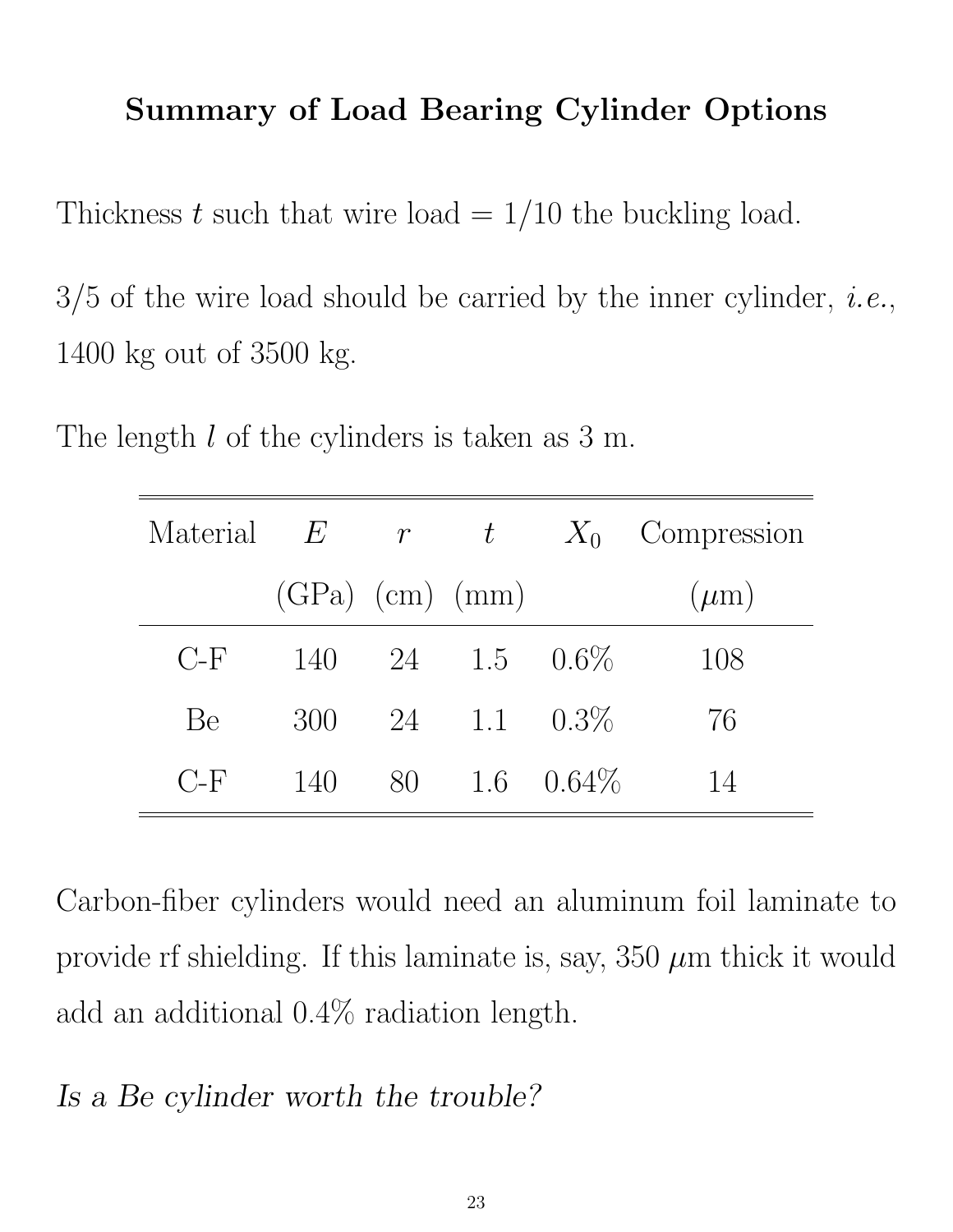# Summary of Load Bearing Cylinder Options

Thickness $t$ such that wire load = 1/10 the buckling load.

3/5 of the wire load should be carried by the inner cylinder, *i.e.*, 1400 kg out of 3500 kg.

The length $l$ of the cylinders is taken as 3 m.

| Material | $E$ (GPa) | $r$ (cm) | $t$ (mm) | $X_0$ | Compression ($\mu$m) |
|---|---|---|---|---|---|
| C-F | 140 | 24 | 1.5 | 0.6% | 108 |
| Be | 300 | 24 | 1.1 | 0.3% | 76 |
| C-F | 140 | 80 | 1.6 | 0.64% | 14 |

Carbon-fiber cylinders would need an aluminum foil laminate to provide rf shielding. If this laminate is, say, 350 $\mu$m thick it would add an additional 0.4% radiation length.

*Is a Be cylinder worth the trouble?*